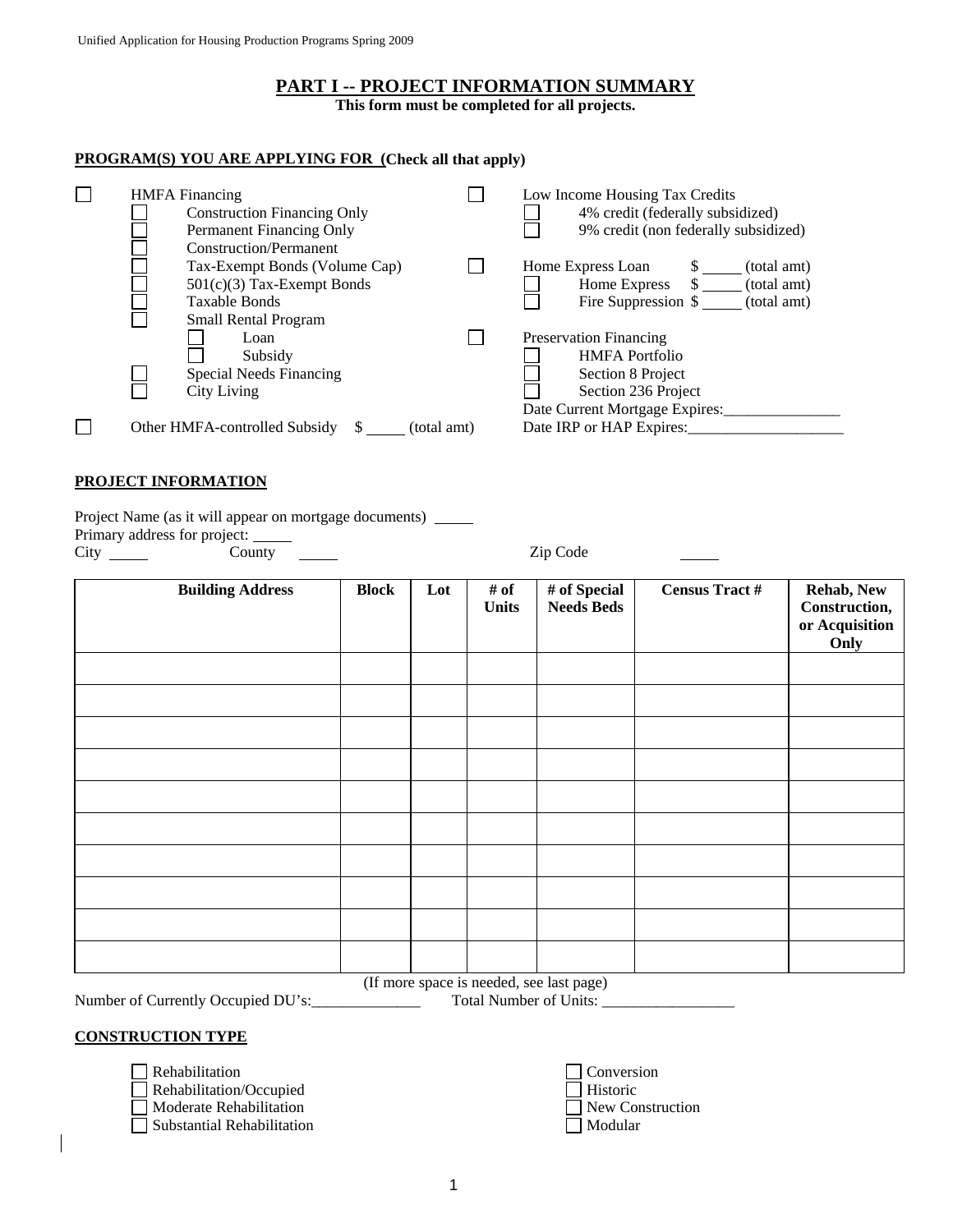## PART I -- PROJECT INFORMATION SUMMARY

**This form must be completed for all projects.**

**PROGRAM(S) YOU ARE APPLYING FOR (Check all that apply)**

- ☐ HMFA Financing
  - ☐ Construction Financing Only
  - ☐ Permanent Financing Only
  - ☐ Construction/Permanent
  - ☐ Tax-Exempt Bonds (Volume Cap)
  - ☐ 501(c)(3) Tax-Exempt Bonds
  - ☐ Taxable Bonds
  - ☐ Small Rental Program
    - ☐ Loan
    - ☐ Subsidy
  - ☐ Special Needs Financing
  - ☐ City Living
- ☐ Other HMFA-controlled Subsidy $ _____ (total amt)
- ☐ Low Income Housing Tax Credits
  - ☐ 4% credit (federally subsidized)
  - ☐ 9% credit (non federally subsidized)
- ☐ Home Express Loan $ _____ (total amt)
  - ☐ Home Express $ _____ (total amt)
  - ☐ Fire Suppression $ _____ (total amt)
- ☐ Preservation Financing
  - ☐ HMFA Portfolio
  - ☐ Section 8 Project
  - ☐ Section 236 Project

  Date Current Mortgage Expires:_______________

  Date IRP or HAP Expires:____________________

**PROJECT INFORMATION**

Project Name (as it will appear on mortgage documents) _____

Primary address for project: _____

City _____ County _____ Zip Code _____

| Building Address | Block | Lot | # of Units | # of Special Needs Beds | Census Tract # | Rehab, New Construction, or Acquisition Only |
|---|---|---|---|---|---|---|
| | | | | | | |
| | | | | | | |
| | | | | | | |
| | | | | | | |
| | | | | | | |
| | | | | | | |
| | | | | | | |
| | | | | | | |
| | | | | | | |
| | | | | | | |

(If more space is needed, see last page)

Number of Currently Occupied DU's:______________ Total Number of Units: _________________

**CONSTRUCTION TYPE**

- ☐ Rehabilitation
- ☐ Rehabilitation/Occupied
- ☐ Moderate Rehabilitation
- ☐ Substantial Rehabilitation
- ☐ Conversion
- ☐ Historic
- ☐ New Construction
- ☐ Modular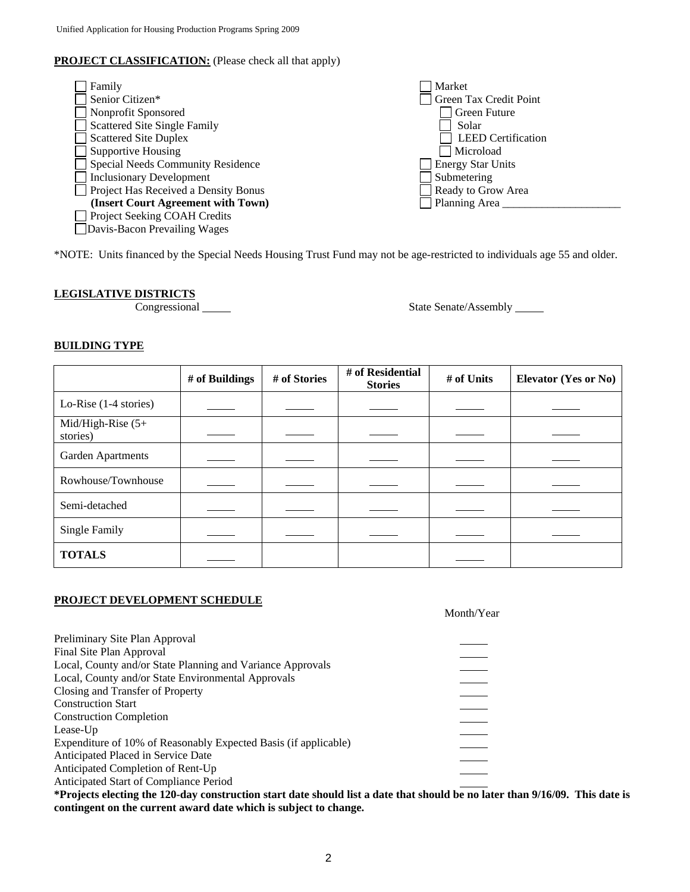**PROJECT CLASSIFICATION:** (Please check all that apply)

- [ ] Family
- [ ] Senior Citizen*
- [ ] Nonprofit Sponsored
- [ ] Scattered Site Single Family
- [ ] Scattered Site Duplex
- [ ] Supportive Housing
- [ ] Special Needs Community Residence
- [ ] Inclusionary Development
- [ ] Project Has Received a Density Bonus **(Insert Court Agreement with Town)**
- [ ] Project Seeking COAH Credits
- [ ] Davis-Bacon Prevailing Wages

- [ ] Market
- [ ] Green Tax Credit Point
  - [ ] Green Future
  - [ ] Solar
  - [ ] LEED Certification
  - [ ] Microload
- [ ] Energy Star Units
- [ ] Submetering
- [ ] Ready to Grow Area
- [ ] Planning Area \_\_\_\_\_\_\_\_\_\_\_\_\_\_\_\_\_\_\_\_\_

*NOTE: Units financed by the Special Needs Housing Trust Fund may not be age-restricted to individuals age 55 and older.

**LEGISLATIVE DISTRICTS**

Congressional \_\_\_\_\_ State Senate/Assembly \_\_\_\_\_

**BUILDING TYPE**

| | # of Buildings | # of Stories | # of Residential Stories | # of Units | Elevator (Yes or No) |
|---|---|---|---|---|---|
| Lo-Rise (1-4 stories) | \_\_\_\_\_ | \_\_\_\_\_ | \_\_\_\_\_ | \_\_\_\_\_ | \_\_\_\_\_ |
| Mid/High-Rise (5+ stories) | \_\_\_\_\_ | \_\_\_\_\_ | \_\_\_\_\_ | \_\_\_\_\_ | \_\_\_\_\_ |
| Garden Apartments | \_\_\_\_\_ | \_\_\_\_\_ | \_\_\_\_\_ | \_\_\_\_\_ | \_\_\_\_\_ |
| Rowhouse/Townhouse | \_\_\_\_\_ | \_\_\_\_\_ | \_\_\_\_\_ | \_\_\_\_\_ | \_\_\_\_\_ |
| Semi-detached | \_\_\_\_\_ | \_\_\_\_\_ | \_\_\_\_\_ | \_\_\_\_\_ | \_\_\_\_\_ |
| Single Family | \_\_\_\_\_ | \_\_\_\_\_ | \_\_\_\_\_ | \_\_\_\_\_ | \_\_\_\_\_ |
| **TOTALS** | \_\_\_\_\_ | | | \_\_\_\_\_ | |

**PROJECT DEVELOPMENT SCHEDULE**

| | Month/Year |
|---|---|
| Preliminary Site Plan Approval | \_\_\_\_\_ |
| Final Site Plan Approval | \_\_\_\_\_ |
| Local, County and/or State Planning and Variance Approvals | \_\_\_\_\_ |
| Local, County and/or State Environmental Approvals | \_\_\_\_\_ |
| Closing and Transfer of Property | \_\_\_\_\_ |
| Construction Start | \_\_\_\_\_ |
| Construction Completion | \_\_\_\_\_ |
| Lease-Up | \_\_\_\_\_ |
| Expenditure of 10% of Reasonably Expected Basis (if applicable) | \_\_\_\_\_ |
| Anticipated Placed in Service Date | \_\_\_\_\_ |
| Anticipated Completion of Rent-Up | \_\_\_\_\_ |
| Anticipated Start of Compliance Period | \_\_\_\_\_ |

**\*Projects electing the 120-day construction start date should list a date that should be no later than 9/16/09. This date is contingent on the current award date which is subject to change.**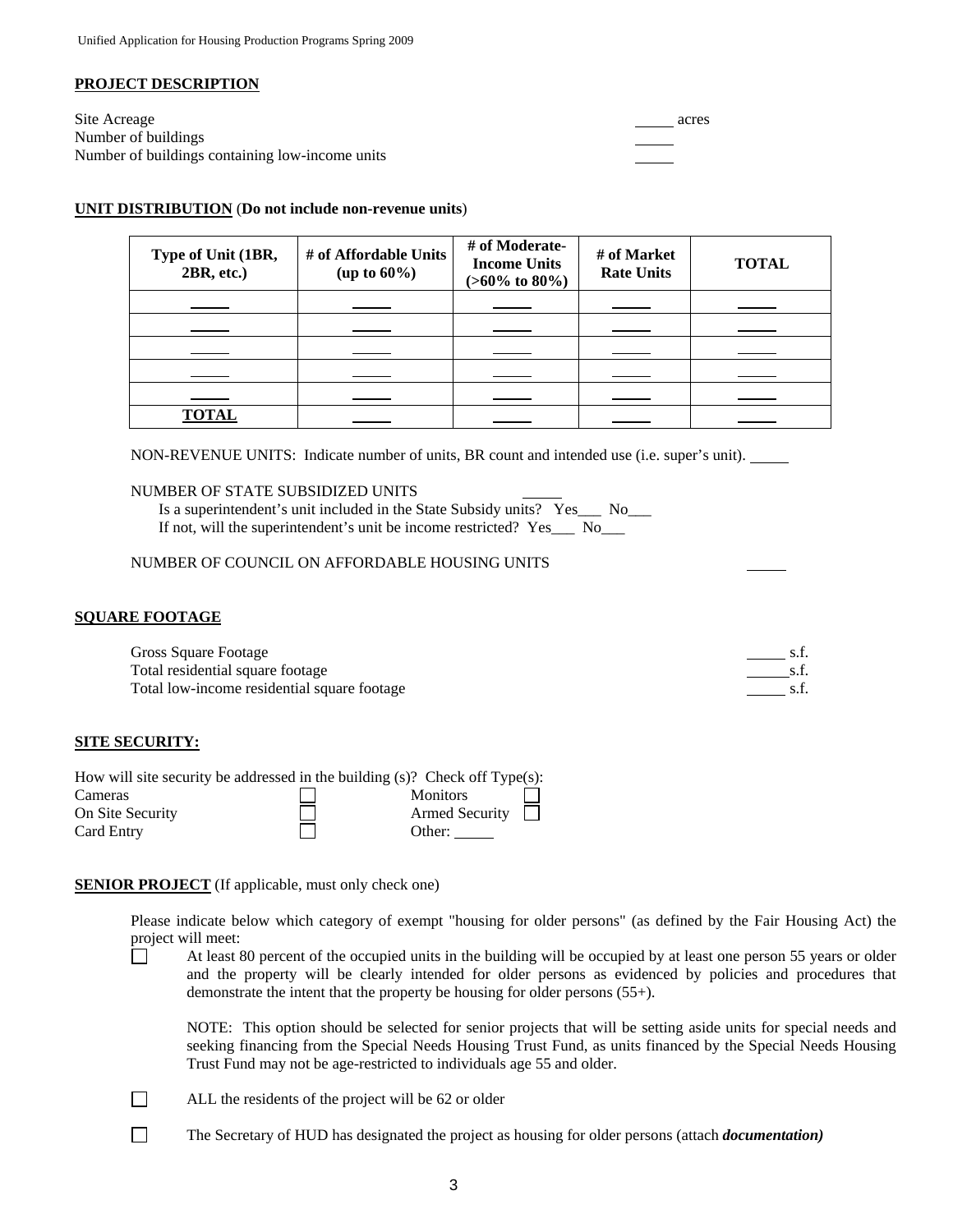## PROJECT DESCRIPTION

Site Acreage _____ acres
Number of buildings _____
Number of buildings containing low-income units _____

## UNIT DISTRIBUTION (**Do not include non-revenue units**)

| Type of Unit (1BR, 2BR, etc.) | # of Affordable Units (up to 60%) | # of Moderate-Income Units (>60% to 80%) | # of Market Rate Units | TOTAL |
|---|---|---|---|---|
| _____ | _____ | _____ | _____ | _____ |
| _____ | _____ | _____ | _____ | _____ |
| _____ | _____ | _____ | _____ | _____ |
| _____ | _____ | _____ | _____ | _____ |
| _____ | _____ | _____ | _____ | _____ |
| **TOTAL** | _____ | _____ | _____ | _____ |

NON-REVENUE UNITS: Indicate number of units, BR count and intended use (i.e. super's unit). _____

NUMBER OF STATE SUBSIDIZED UNITS _____
Is a superintendent's unit included in the State Subsidy units? Yes___ No___
If not, will the superintendent's unit be income restricted? Yes___ No___

NUMBER OF COUNCIL ON AFFORDABLE HOUSING UNITS _____

## SQUARE FOOTAGE

Gross Square Footage _____ s.f.
Total residential square footage _____ s.f.
Total low-income residential square footage _____ s.f.

## SITE SECURITY:

How will site security be addressed in the building (s)? Check off Type(s):

- ☐ Cameras
- ☐ On Site Security
- ☐ Card Entry
- ☐ Monitors
- ☐ Armed Security
- Other: _____

## SENIOR PROJECT (If applicable, must only check one)

Please indicate below which category of exempt "housing for older persons" (as defined by the Fair Housing Act) the project will meet:

☐ At least 80 percent of the occupied units in the building will be occupied by at least one person 55 years or older and the property will be clearly intended for older persons as evidenced by policies and procedures that demonstrate the intent that the property be housing for older persons (55+).

NOTE: This option should be selected for senior projects that will be setting aside units for special needs and seeking financing from the Special Needs Housing Trust Fund, as units financed by the Special Needs Housing Trust Fund may not be age-restricted to individuals age 55 and older.

☐ ALL the residents of the project will be 62 or older

☐ The Secretary of HUD has designated the project as housing for older persons (attach ***documentation)***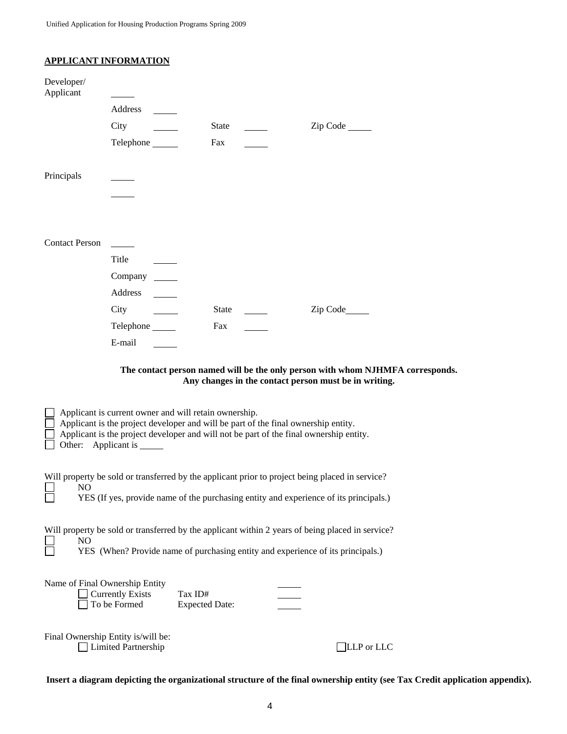## APPLICANT INFORMATION

Developer/ Applicant \_\_\_\_\_

Address \_\_\_\_\_

City \_\_\_\_\_ State \_\_\_\_\_ Zip Code \_\_\_\_\_

Telephone \_\_\_\_\_ Fax \_\_\_\_\_

Principals \_\_\_\_\_

\_\_\_\_\_

Contact Person \_\_\_\_\_

Title \_\_\_\_\_

Company \_\_\_\_\_

Address \_\_\_\_\_

City \_\_\_\_\_ State \_\_\_\_\_ Zip Code \_\_\_\_\_

Telephone \_\_\_\_\_ Fax \_\_\_\_\_

E-mail \_\_\_\_\_

**The contact person named will be the only person with whom NJHMFA corresponds. Any changes in the contact person must be in writing.**

☐ Applicant is current owner and will retain ownership.
☐ Applicant is the project developer and will be part of the final ownership entity.
☐ Applicant is the project developer and will not be part of the final ownership entity.
☐ Other: Applicant is \_\_\_\_\_

Will property be sold or transferred by the applicant prior to project being placed in service?
☐ NO
☐ YES (If yes, provide name of the purchasing entity and experience of its principals.)

Will property be sold or transferred by the applicant within 2 years of being placed in service?
☐ NO
☐ YES (When? Provide name of purchasing entity and experience of its principals.)

Name of Final Ownership Entity \_\_\_\_\_
☐ Currently Exists Tax ID# \_\_\_\_\_
☐ To be Formed Expected Date: \_\_\_\_\_

Final Ownership Entity is/will be:
☐ Limited Partnership ☐ LLP or LLC

**Insert a diagram depicting the organizational structure of the final ownership entity (see Tax Credit application appendix).**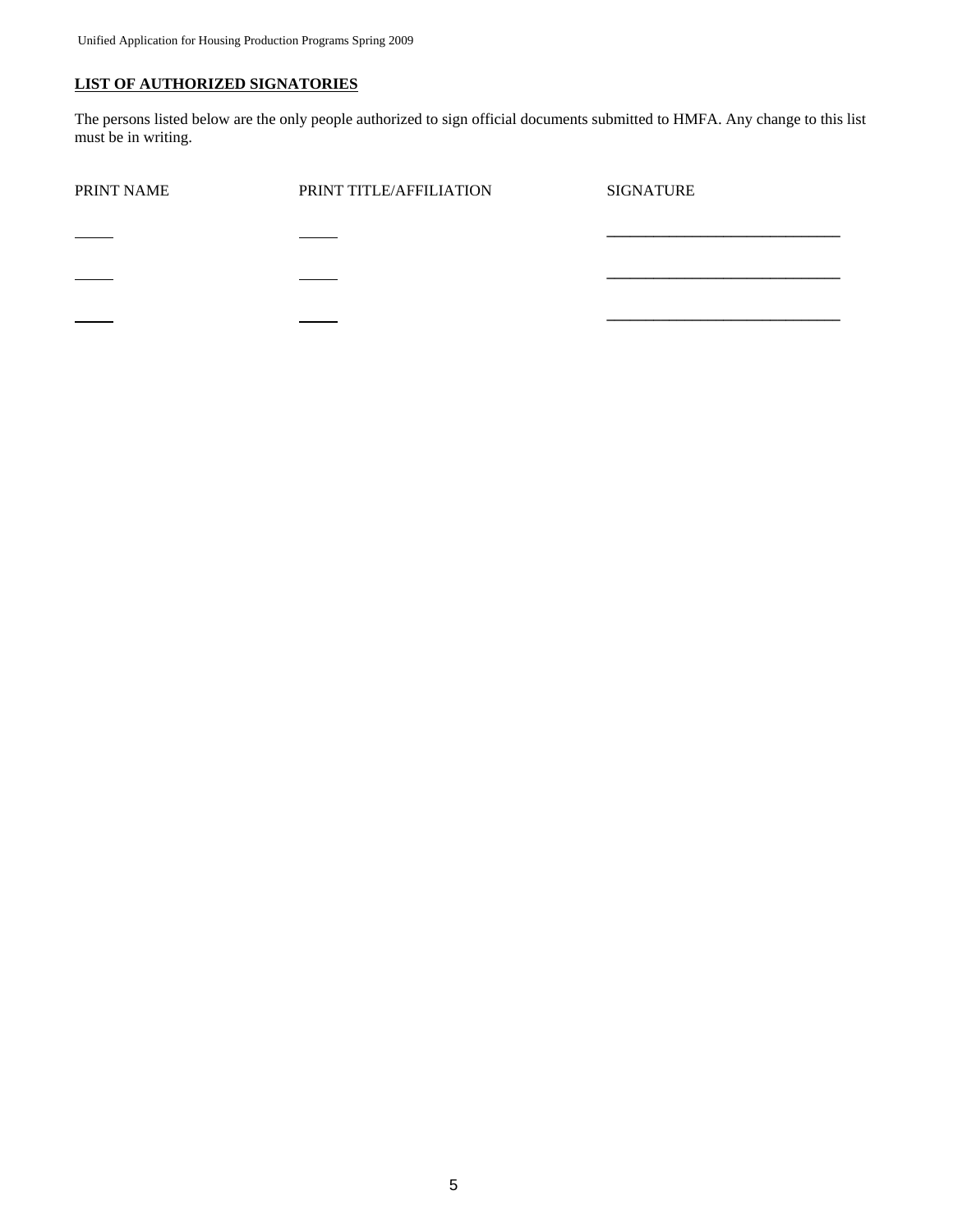## LIST OF AUTHORIZED SIGNATORIES

The persons listed below are the only people authorized to sign official documents submitted to HMFA. Any change to this list must be in writing.

| PRINT NAME | PRINT TITLE/AFFILIATION | SIGNATURE |
|---|---|---|
| _____ | _____ | ____________________________ |
| _____ | _____ | ____________________________ |
| _____ | _____ | ____________________________ |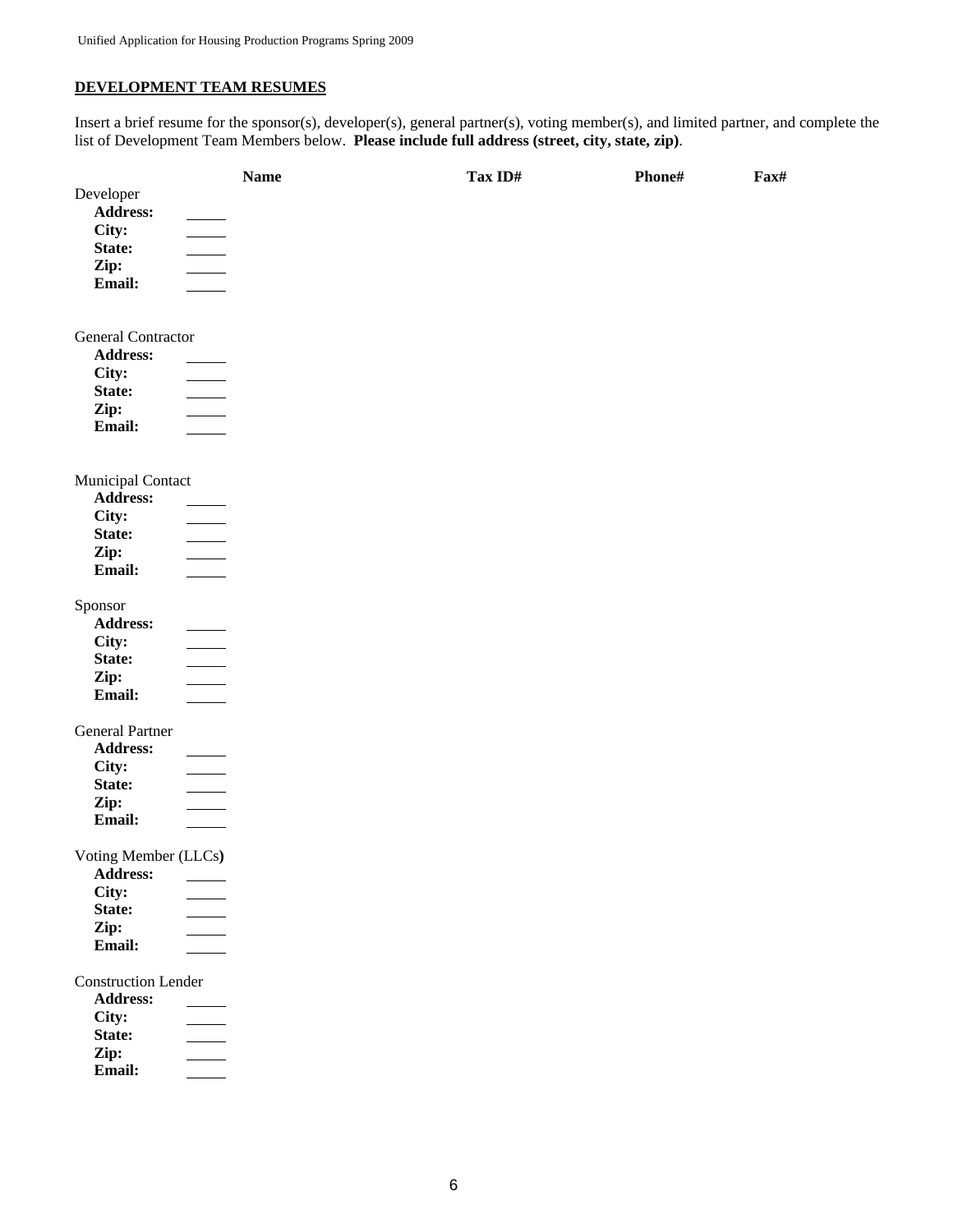## DEVELOPMENT TEAM RESUMES

Insert a brief resume for the sponsor(s), developer(s), general partner(s), voting member(s), and limited partner, and complete the list of Development Team Members below. **Please include full address (street, city, state, zip)**.

| | Name | Tax ID# | Phone# | Fax# |
|---|---|---|---|---|
| Developer | | | | |
| **Address:** ____ | | | | |
| **City:** ____ | | | | |
| **State:** ____ | | | | |
| **Zip:** ____ | | | | |
| **Email:** ____ | | | | |
| General Contractor | | | | |
| **Address:** ____ | | | | |
| **City:** ____ | | | | |
| **State:** ____ | | | | |
| **Zip:** ____ | | | | |
| **Email:** ____ | | | | |
| Municipal Contact | | | | |
| **Address:** ____ | | | | |
| **City:** ____ | | | | |
| **State:** ____ | | | | |
| **Zip:** ____ | | | | |
| **Email:** ____ | | | | |
| Sponsor | | | | |
| **Address:** ____ | | | | |
| **City:** ____ | | | | |
| **State:** ____ | | | | |
| **Zip:** ____ | | | | |
| **Email:** ____ | | | | |
| General Partner | | | | |
| **Address:** ____ | | | | |
| **City:** ____ | | | | |
| **State:** ____ | | | | |
| **Zip:** ____ | | | | |
| **Email:** ____ | | | | |
| Voting Member (LLCs) | | | | |
| **Address:** ____ | | | | |
| **City:** ____ | | | | |
| **State:** ____ | | | | |
| **Zip:** ____ | | | | |
| **Email:** ____ | | | | |
| Construction Lender | | | | |
| **Address:** ____ | | | | |
| **City:** ____ | | | | |
| **State:** ____ | | | | |
| **Zip:** ____ | | | | |
| **Email:** ____ | | | | |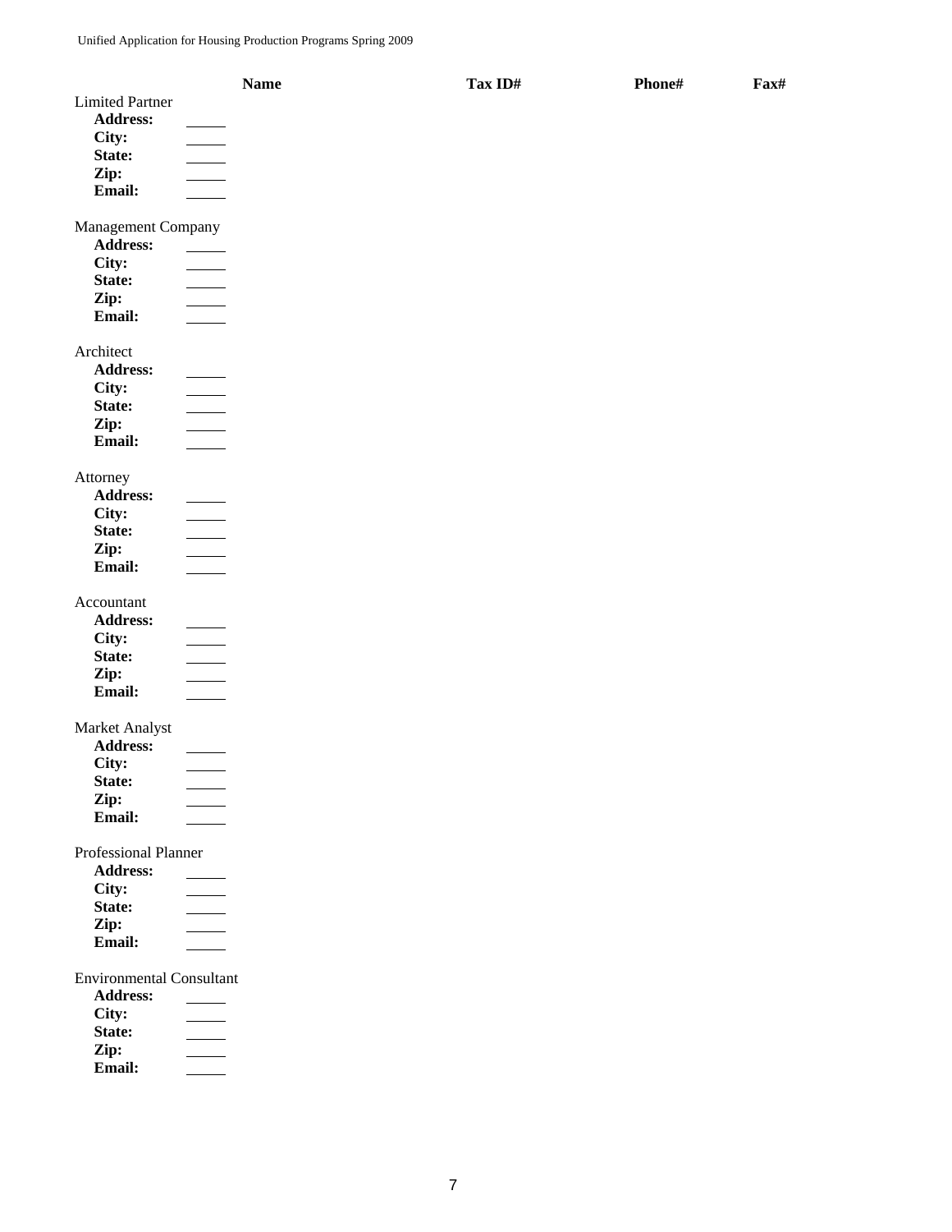| | Name | Tax ID# | Phone# | Fax# |
|---|---|---|---|---|
| Limited Partner | | | | |
| **Address:** | _____ | | | |
| **City:** | _____ | | | |
| **State:** | _____ | | | |
| **Zip:** | _____ | | | |
| **Email:** | _____ | | | |
| Management Company | | | | |
| **Address:** | _____ | | | |
| **City:** | _____ | | | |
| **State:** | _____ | | | |
| **Zip:** | _____ | | | |
| **Email:** | _____ | | | |
| Architect | | | | |
| **Address:** | _____ | | | |
| **City:** | _____ | | | |
| **State:** | _____ | | | |
| **Zip:** | _____ | | | |
| **Email:** | _____ | | | |
| Attorney | | | | |
| **Address:** | _____ | | | |
| **City:** | _____ | | | |
| **State:** | _____ | | | |
| **Zip:** | _____ | | | |
| **Email:** | _____ | | | |
| Accountant | | | | |
| **Address:** | _____ | | | |
| **City:** | _____ | | | |
| **State:** | _____ | | | |
| **Zip:** | _____ | | | |
| **Email:** | _____ | | | |
| Market Analyst | | | | |
| **Address:** | _____ | | | |
| **City:** | _____ | | | |
| **State:** | _____ | | | |
| **Zip:** | _____ | | | |
| **Email:** | _____ | | | |
| Professional Planner | | | | |
| **Address:** | _____ | | | |
| **City:** | _____ | | | |
| **State:** | _____ | | | |
| **Zip:** | _____ | | | |
| **Email:** | _____ | | | |
| Environmental Consultant | | | | |
| **Address:** | _____ | | | |
| **City:** | _____ | | | |
| **State:** | _____ | | | |
| **Zip:** | _____ | | | |
| **Email:** | _____ | | | |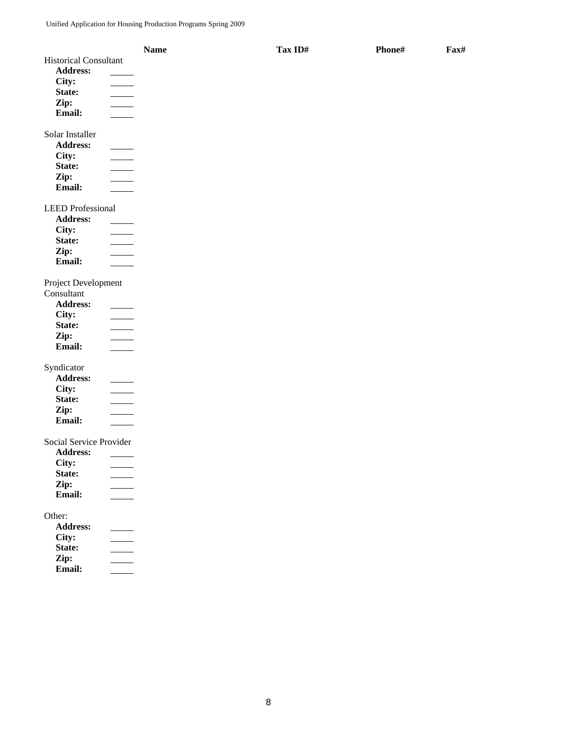| | Name | Tax ID# | Phone# | Fax# |
|---|---|---|---|---|
| Historical Consultant | | | | |
| **Address:** | _____ | | | |
| **City:** | _____ | | | |
| **State:** | _____ | | | |
| **Zip:** | _____ | | | |
| **Email:** | _____ | | | |
| Solar Installer | | | | |
| **Address:** | _____ | | | |
| **City:** | _____ | | | |
| **State:** | _____ | | | |
| **Zip:** | _____ | | | |
| **Email:** | _____ | | | |
| LEED Professional | | | | |
| **Address:** | _____ | | | |
| **City:** | _____ | | | |
| **State:** | _____ | | | |
| **Zip:** | _____ | | | |
| **Email:** | _____ | | | |
| Project Development Consultant | | | | |
| **Address:** | _____ | | | |
| **City:** | _____ | | | |
| **State:** | _____ | | | |
| **Zip:** | _____ | | | |
| **Email:** | _____ | | | |
| Syndicator | | | | |
| **Address:** | _____ | | | |
| **City:** | _____ | | | |
| **State:** | _____ | | | |
| **Zip:** | _____ | | | |
| **Email:** | _____ | | | |
| Social Service Provider | | | | |
| **Address:** | _____ | | | |
| **City:** | _____ | | | |
| **State:** | _____ | | | |
| **Zip:** | _____ | | | |
| **Email:** | _____ | | | |
| Other: | | | | |
| **Address:** | _____ | | | |
| **City:** | _____ | | | |
| **State:** | _____ | | | |
| **Zip:** | _____ | | | |
| **Email:** | _____ | | | |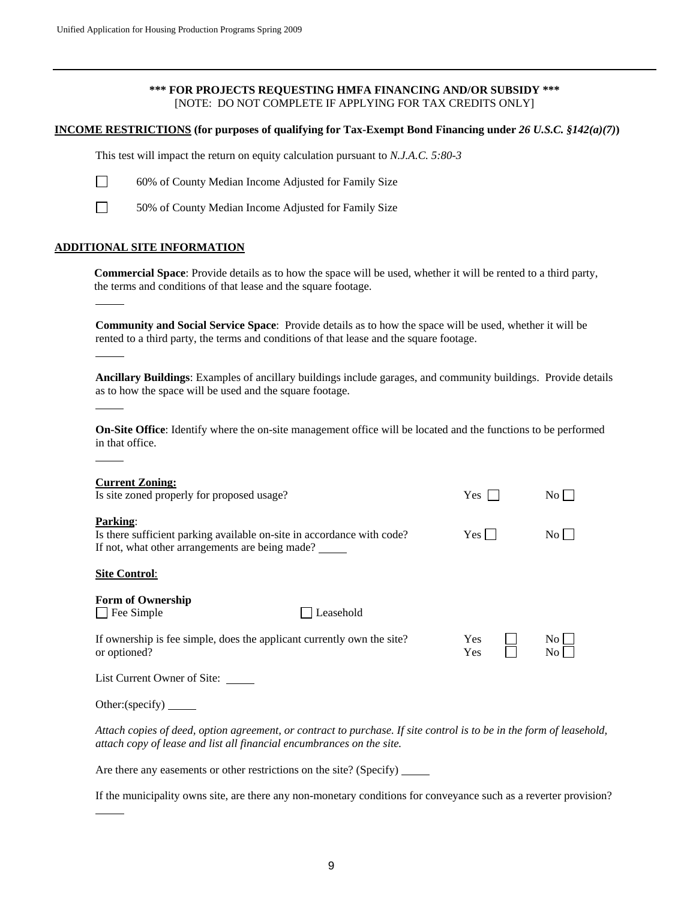**\*\*\* FOR PROJECTS REQUESTING HMFA FINANCING AND/OR SUBSIDY \*\*\***
[NOTE: DO NOT COMPLETE IF APPLYING FOR TAX CREDITS ONLY]

**<u>INCOME RESTRICTIONS</u> (for purposes of qualifying for Tax-Exempt Bond Financing under *26 U.S.C. §142(a)(7)*)**

This test will impact the return on equity calculation pursuant to *N.J.A.C. 5:80-3*

☐ 60% of County Median Income Adjusted for Family Size

☐ 50% of County Median Income Adjusted for Family Size

**<u>ADDITIONAL SITE INFORMATION</u>**

**Commercial Space**: Provide details as to how the space will be used, whether it will be rented to a third party, the terms and conditions of that lease and the square footage.

_____

**Community and Social Service Space**: Provide details as to how the space will be used, whether it will be rented to a third party, the terms and conditions of that lease and the square footage.

_____

**Ancillary Buildings**: Examples of ancillary buildings include garages, and community buildings. Provide details as to how the space will be used and the square footage.

_____

**On-Site Office**: Identify where the on-site management office will be located and the functions to be performed in that office.

_____

**<u>Current Zoning:</u>**
Is site zoned properly for proposed usage? Yes ☐ No ☐

**<u>Parking</u>**:
Is there sufficient parking available on-site in accordance with code? Yes ☐ No ☐
If not, what other arrangements are being made? _____

**<u>Site Control</u>**:

**Form of Ownership**
☐ Fee Simple ☐ Leasehold

If ownership is fee simple, does the applicant currently own the site? Yes ☐ No ☐
or optioned? Yes ☐ No ☐

List Current Owner of Site: _____

Other:(specify) _____

*Attach copies of deed, option agreement, or contract to purchase. If site control is to be in the form of leasehold, attach copy of lease and list all financial encumbrances on the site.*

Are there any easements or other restrictions on the site? (Specify) _____

If the municipality owns site, are there any non-monetary conditions for conveyance such as a reverter provision?

_____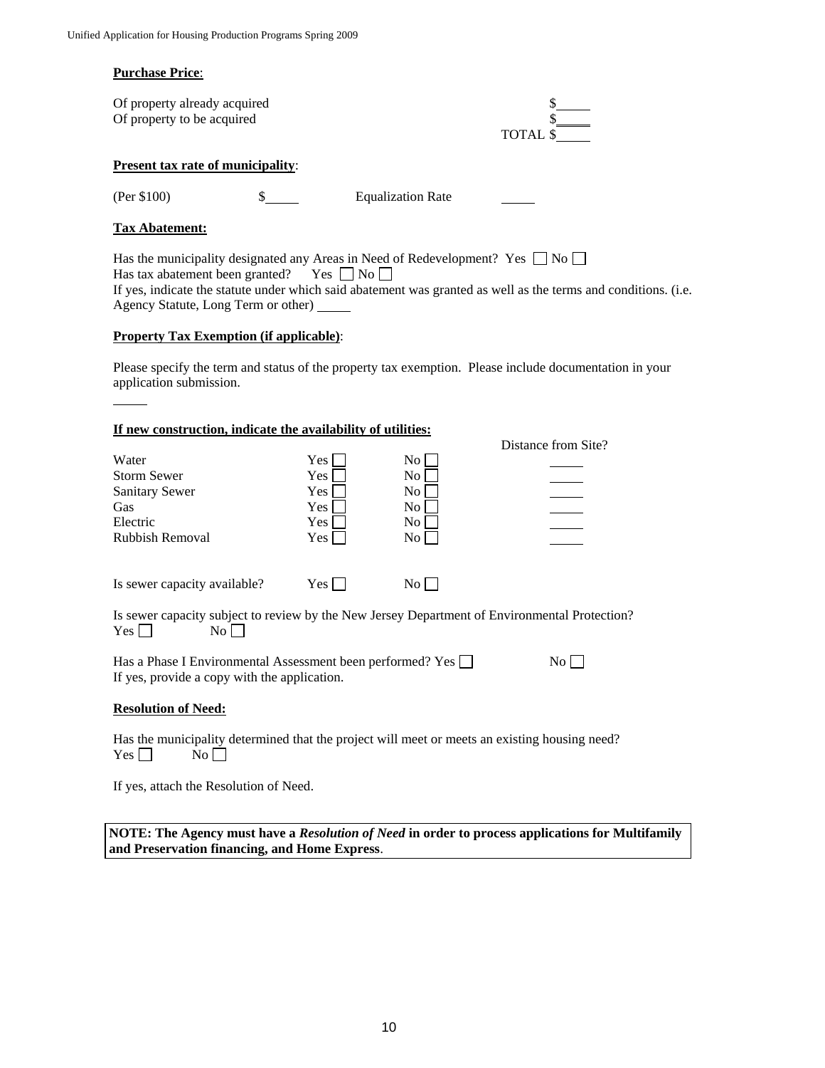**Purchase Price**:

| | |
|---|---|
| Of property already acquired | $_____ |
| Of property to be acquired | $_____ |
| TOTAL | $_____ |

**Present tax rate of municipality**:

(Per $100) $_____ Equalization Rate _____

**Tax Abatement:**

Has the municipality designated any Areas in Need of Redevelopment? Yes ☐ No ☐
Has tax abatement been granted? Yes ☐ No ☐
If yes, indicate the statute under which said abatement was granted as well as the terms and conditions. (i.e. Agency Statute, Long Term or other) _____

**Property Tax Exemption (if applicable)**:

Please specify the term and status of the property tax exemption. Please include documentation in your application submission.

_____

**If new construction, indicate the availability of utilities:**

| | | | Distance from Site? |
|---|---|---|---|
| Water | Yes ☐ | No ☐ | _____ |
| Storm Sewer | Yes ☐ | No ☐ | _____ |
| Sanitary Sewer | Yes ☐ | No ☐ | _____ |
| Gas | Yes ☐ | No ☐ | _____ |
| Electric | Yes ☐ | No ☐ | _____ |
| Rubbish Removal | Yes ☐ | No ☐ | _____ |

Is sewer capacity available? Yes ☐ No ☐

Is sewer capacity subject to review by the New Jersey Department of Environmental Protection?
Yes ☐ No ☐

Has a Phase I Environmental Assessment been performed? Yes ☐ No ☐
If yes, provide a copy with the application.

**Resolution of Need:**

Has the municipality determined that the project will meet or meets an existing housing need?
Yes ☐ No ☐

If yes, attach the Resolution of Need.

**NOTE: The Agency must have a *Resolution of Need* in order to process applications for Multifamily and Preservation financing, and Home Express**.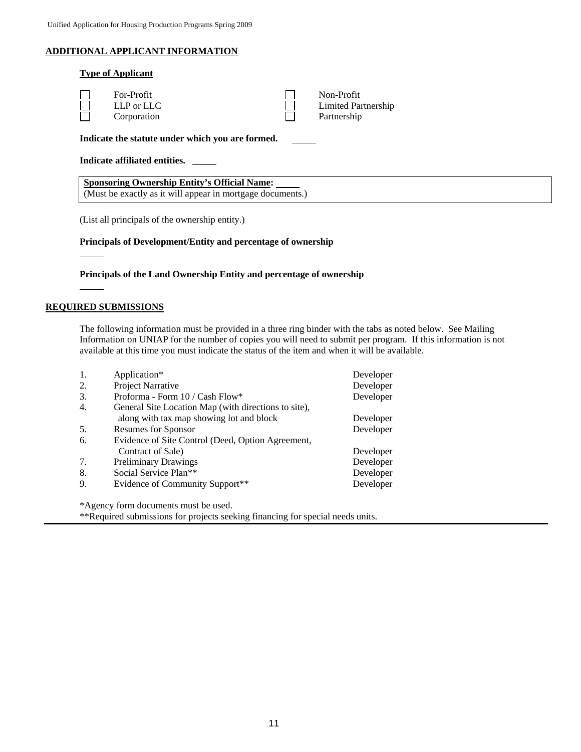## ADDITIONAL APPLICANT INFORMATION

**Type of Applicant**

| | | | |
|---|---|---|---|
| ☐ | For-Profit | ☐ | Non-Profit |
| ☐ | LLP or LLC | ☐ | Limited Partnership |
| ☐ | Corporation | ☐ | Partnership |

**Indicate the statute under which you are formed.** _____

**Indicate affiliated entities.** _____

**Sponsoring Ownership Entity's Official Name:** _____
(Must be exactly as it will appear in mortgage documents.)

(List all principals of the ownership entity.)

**Principals of Development/Entity and percentage of ownership**

_____

**Principals of the Land Ownership Entity and percentage of ownership**

_____

## REQUIRED SUBMISSIONS

The following information must be provided in a three ring binder with the tabs as noted below. See Mailing Information on UNIAP for the number of copies you will need to submit per program. If this information is not available at this time you must indicate the status of the item and when it will be available.

| | | |
|---|---|---|
| 1. | Application* | Developer |
| 2. | Project Narrative | Developer |
| 3. | Proforma - Form 10 / Cash Flow* | Developer |
| 4. | General Site Location Map (with directions to site), along with tax map showing lot and block | Developer |
| 5. | Resumes for Sponsor | Developer |
| 6. | Evidence of Site Control (Deed, Option Agreement, Contract of Sale) | Developer |
| 7. | Preliminary Drawings | Developer |
| 8. | Social Service Plan** | Developer |
| 9. | Evidence of Community Support** | Developer |

*Agency form documents must be used.
**Required submissions for projects seeking financing for special needs units.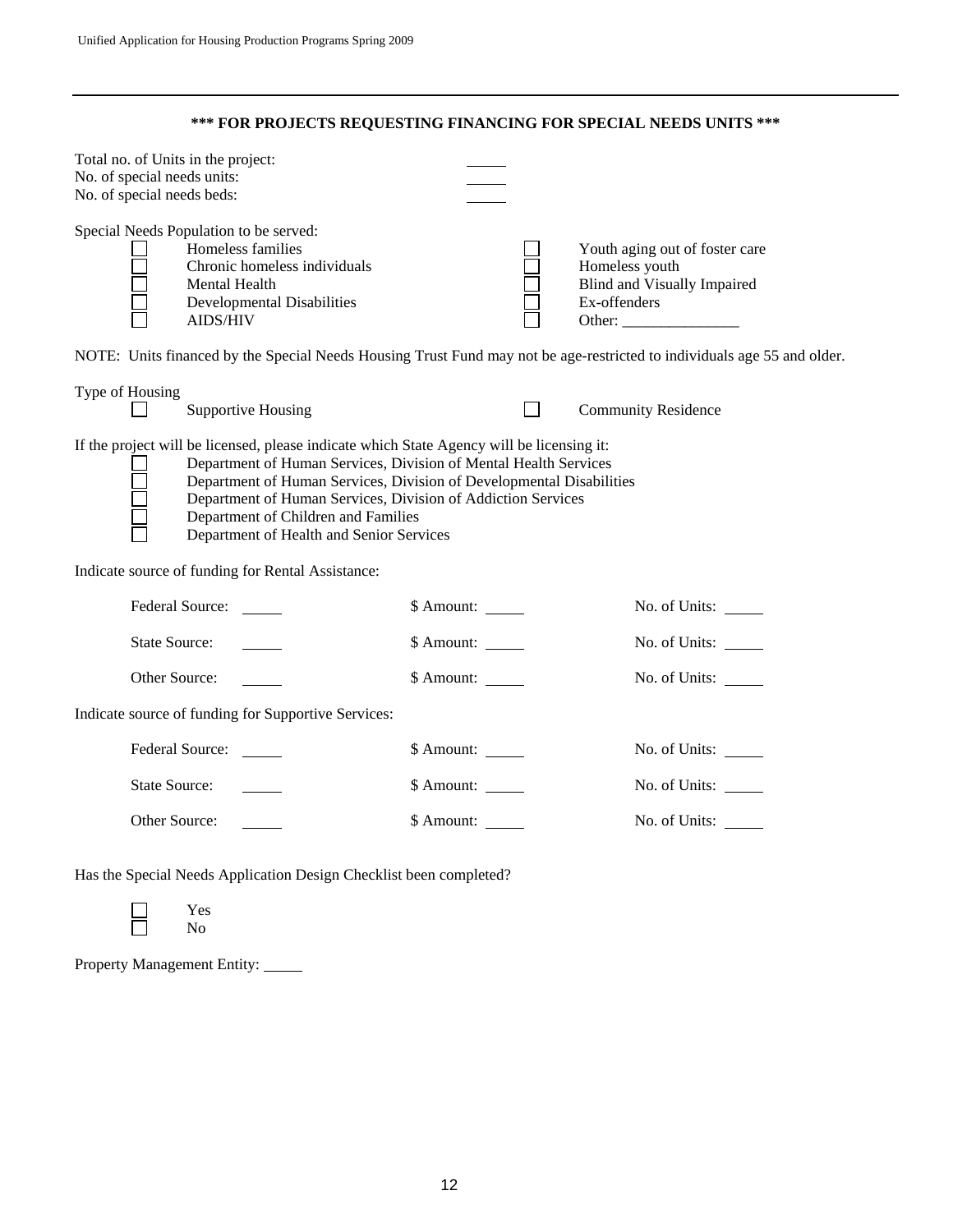**\*\*\* FOR PROJECTS REQUESTING FINANCING FOR SPECIAL NEEDS UNITS \*\*\***

Total no. of Units in the project: _____
No. of special needs units: _____
No. of special needs beds: _____

Special Needs Population to be served:

- ☐ Homeless families
- ☐ Chronic homeless individuals
- ☐ Mental Health
- ☐ Developmental Disabilities
- ☐ AIDS/HIV
- ☐ Youth aging out of foster care
- ☐ Homeless youth
- ☐ Blind and Visually Impaired
- ☐ Ex-offenders
- ☐ Other: _______________

NOTE: Units financed by the Special Needs Housing Trust Fund may not be age-restricted to individuals age 55 and older.

Type of Housing

- ☐ Supportive Housing
- ☐ Community Residence

If the project will be licensed, please indicate which State Agency will be licensing it:

- ☐ Department of Human Services, Division of Mental Health Services
- ☐ Department of Human Services, Division of Developmental Disabilities
- ☐ Department of Human Services, Division of Addiction Services
- ☐ Department of Children and Families
- ☐ Department of Health and Senior Services

Indicate source of funding for Rental Assistance:

| | | |
|---|---|---|
| Federal Source: _____ | \$ Amount: _____ | No. of Units: _____ |
| State Source: _____ | \$ Amount: _____ | No. of Units: _____ |
| Other Source: _____ | \$ Amount: _____ | No. of Units: _____ |

Indicate source of funding for Supportive Services:

| | | |
|---|---|---|
| Federal Source: _____ | \$ Amount: _____ | No. of Units: _____ |
| State Source: _____ | \$ Amount: _____ | No. of Units: _____ |
| Other Source: _____ | \$ Amount: _____ | No. of Units: _____ |

Has the Special Needs Application Design Checklist been completed?

- ☐ Yes
- ☐ No

Property Management Entity: _____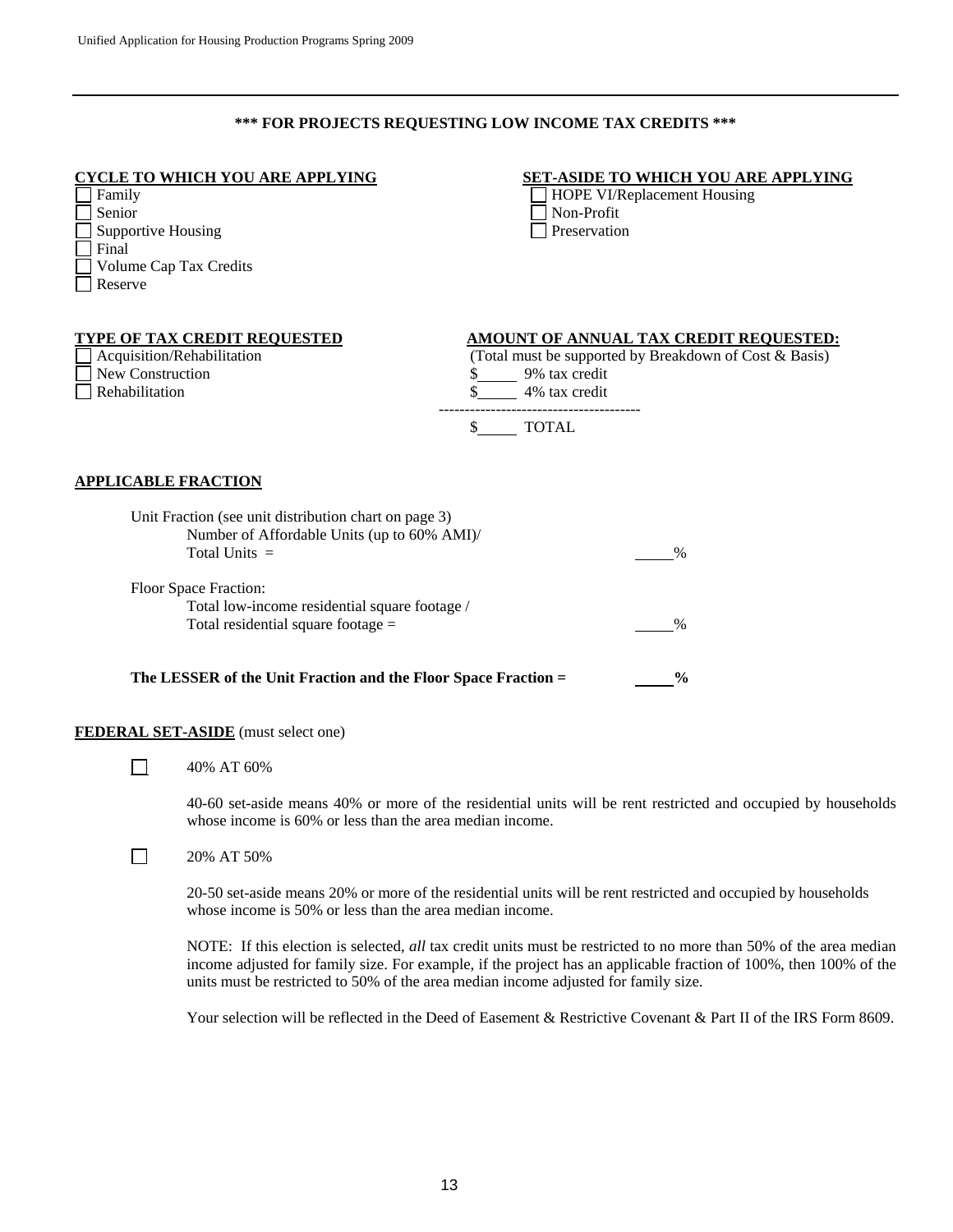**\*\*\* FOR PROJECTS REQUESTING LOW INCOME TAX CREDITS \*\*\***

**CYCLE TO WHICH YOU ARE APPLYING**

☐ Family
☐ Senior
☐ Supportive Housing
☐ Final
☐ Volume Cap Tax Credits
☐ Reserve

**SET-ASIDE TO WHICH YOU ARE APPLYING**

☐ HOPE VI/Replacement Housing
☐ Non-Profit
☐ Preservation

**TYPE OF TAX CREDIT REQUESTED**

☐ Acquisition/Rehabilitation
☐ New Construction
☐ Rehabilitation

**AMOUNT OF ANNUAL TAX CREDIT REQUESTED:**

(Total must be supported by Breakdown of Cost & Basis)

$_____ 9% tax credit
$_____ 4% tax credit

---------------------------------------

$_____ TOTAL

**APPLICABLE FRACTION**

Unit Fraction (see unit distribution chart on page 3)
Number of Affordable Units (up to 60% AMI)/
Total Units = _____%

Floor Space Fraction:
Total low-income residential square footage /
Total residential square footage = _____%

**The LESSER of the Unit Fraction and the Floor Space Fraction = _____%**

**FEDERAL SET-ASIDE** (must select one)

☐ 40% AT 60%

40-60 set-aside means 40% or more of the residential units will be rent restricted and occupied by households whose income is 60% or less than the area median income.

☐ 20% AT 50%

20-50 set-aside means 20% or more of the residential units will be rent restricted and occupied by households whose income is 50% or less than the area median income.

NOTE: If this election is selected, *all* tax credit units must be restricted to no more than 50% of the area median income adjusted for family size. For example, if the project has an applicable fraction of 100%, then 100% of the units must be restricted to 50% of the area median income adjusted for family size.

Your selection will be reflected in the Deed of Easement & Restrictive Covenant & Part II of the IRS Form 8609.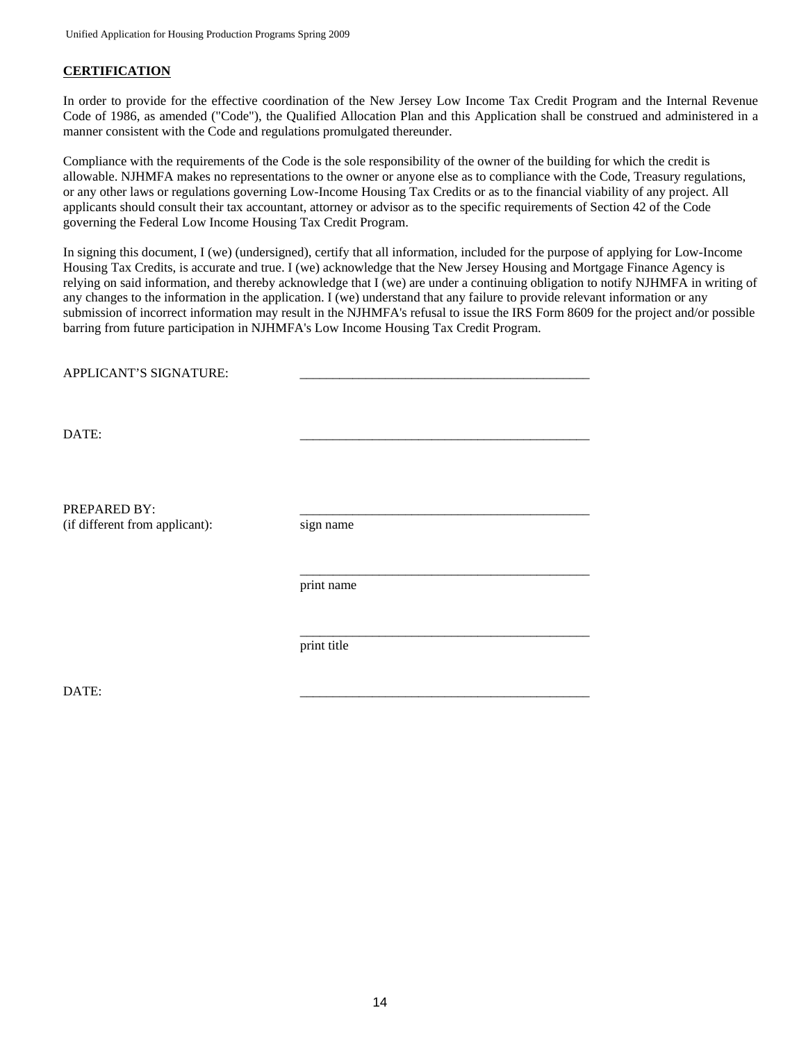## CERTIFICATION

In order to provide for the effective coordination of the New Jersey Low Income Tax Credit Program and the Internal Revenue Code of 1986, as amended ("Code"), the Qualified Allocation Plan and this Application shall be construed and administered in a manner consistent with the Code and regulations promulgated thereunder.

Compliance with the requirements of the Code is the sole responsibility of the owner of the building for which the credit is allowable. NJHMFA makes no representations to the owner or anyone else as to compliance with the Code, Treasury regulations, or any other laws or regulations governing Low-Income Housing Tax Credits or as to the financial viability of any project. All applicants should consult their tax accountant, attorney or advisor as to the specific requirements of Section 42 of the Code governing the Federal Low Income Housing Tax Credit Program.

In signing this document, I (we) (undersigned), certify that all information, included for the purpose of applying for Low-Income Housing Tax Credits, is accurate and true. I (we) acknowledge that the New Jersey Housing and Mortgage Finance Agency is relying on said information, and thereby acknowledge that I (we) are under a continuing obligation to notify NJHMFA in writing of any changes to the information in the application. I (we) understand that any failure to provide relevant information or any submission of incorrect information may result in the NJHMFA's refusal to issue the IRS Form 8609 for the project and/or possible barring from future participation in NJHMFA's Low Income Housing Tax Credit Program.

APPLICANT'S SIGNATURE: _____________________________________________

DATE: _____________________________________________

PREPARED BY:
(if different from applicant): _____________________________________________
sign name

_____________________________________________
print name

_____________________________________________
print title

DATE: _____________________________________________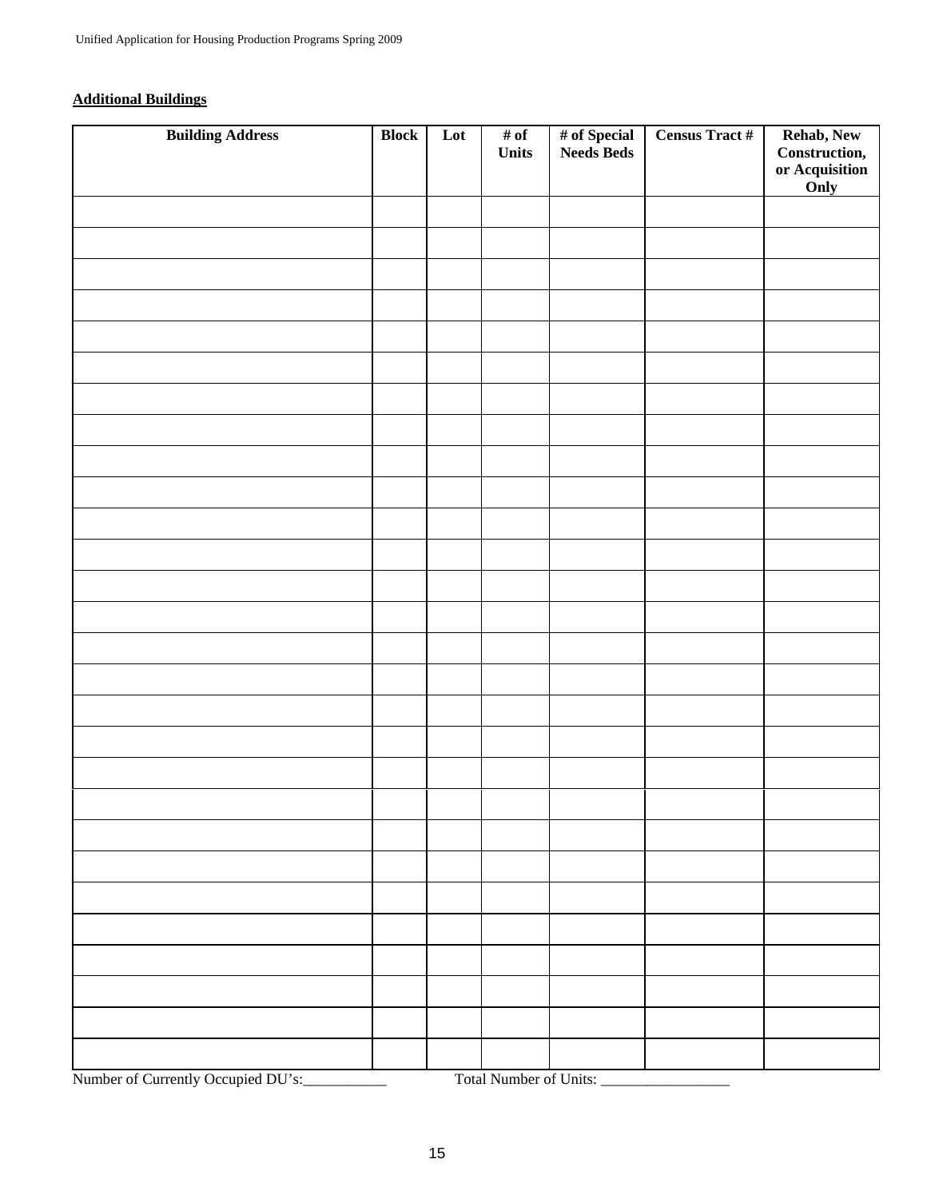**Additional Buildings**

| Building Address | Block | Lot | # of Units | # of Special Needs Beds | Census Tract # | Rehab, New Construction, or Acquisition Only |
|---|---|---|---|---|---|---|
| | | | | | | |
| | | | | | | |
| | | | | | | |
| | | | | | | |
| | | | | | | |
| | | | | | | |
| | | | | | | |
| | | | | | | |
| | | | | | | |
| | | | | | | |
| | | | | | | |
| | | | | | | |
| | | | | | | |
| | | | | | | |
| | | | | | | |
| | | | | | | |
| | | | | | | |
| | | | | | | |
| | | | | | | |
| | | | | | | |
| | | | | | | |
| | | | | | | |
| | | | | | | |
| | | | | | | |
| | | | | | | |
| | | | | | | |
| | | | | | | |
| | | | | | | |

Number of Currently Occupied DU's:___________ Total Number of Units: _________________